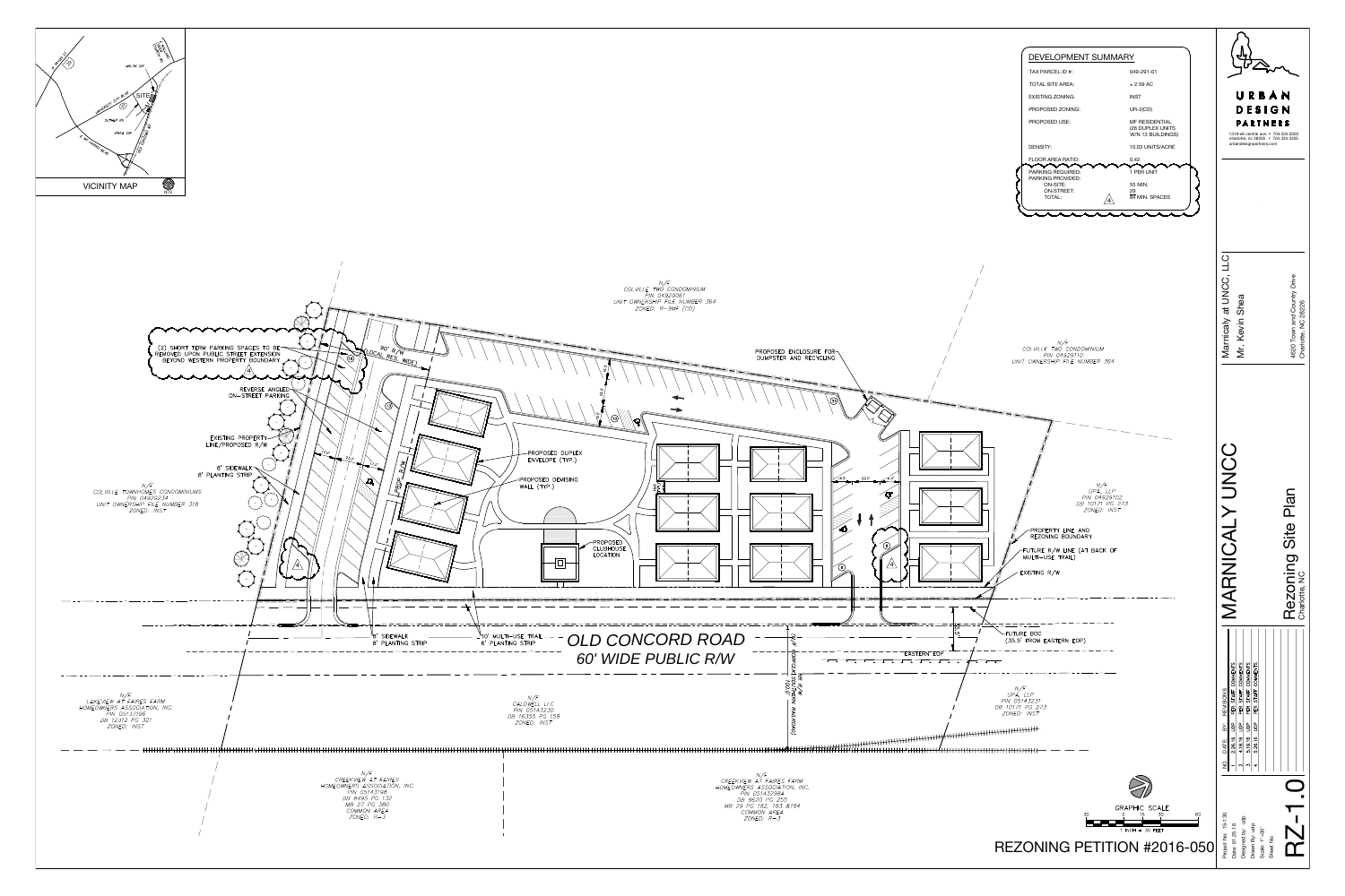## DEVELOPMENT SUMMARY

| | |
|---|---|
| TAX PARCEL ID #: | 049-291-01 |
| TOTAL SITE AREA: | ± 2.59 AC |
| EXISTING ZONING: | INST |
| PROPOSED ZONING: | UR-2(CD) |
| PROPOSED USE: | MF RESIDENTIAL (26 DUPLEX UNITS W/IN 13 BUILDINGS) |
| DENSITY: | 10.03 UNITS/ACRE |
| FLOOR AREA RATIO: | 0.42 |
| PARKING REQUIRED: | 1 PER UNIT |
| PARKING PROVIDED: | |
| ON-SITE: | 55 MIN. |
| ON-STREET: | 29 |
| TOTAL: | 84 MIN. SPACES |

VICINITY MAP — NTS

SITE

N/F COLVILLE TWO CONDOMINIUM PIN: 04929081 UNIT OWNERSHIP FILE NUMBER 364 ZONED: R-9MF (CD)

N/F COLVILLE TWO CONDOMINIUM PIN: 04929110 UNIT OWNERSHIP FILE NUMBER 364

N/F COLVILLE TOWNHOMES CONDOMINIUMS PIN: 04929234 UNIT OWNERSHIP FILE NUMBER 318 ZONED: INST

N/F UPA, LLP PIN: 04929102 DB 10171 PG 273 ZONED: INST

N/F LAKEVIEW AT FAIRES FARM HOMEOWNERS ASSOCIATION, INC. PIN: 05137196 DB 12312 PG 321 ZONED: INST

N/F CALDWELL, LLC PIN: 05143210 DB 16355 PG 159 ZONED: INST

N/F UPA, LLP PIN: 05143231 DB 10171 PG 273 ZONED: INST

N/F CREEKVIEW AT FAIRES HOMEOWNERS ASSOCIATION, INC. PIN: 05143198 DB 8495 PG 132 MB 27 PG 380 COMMON AREA ZONED: R-3

N/F CREEKVIEW AT FAIRES FARM HOMEOWNERS ASSOCIATION, INC. PIN: 05143284 DB 9620 PG 255 MB 29 PG 182, 183 &184 COMMON AREA ZONED: R-3

(2) SHORT TERM PARKING SPACES TO BE REMOVED UPON PUBLIC STREET EXTENSION BEYOND WESTERN PROPERTY BOUNDARY

50' R/W (LOCAL RES. WIDE)

REVERSE ANGLED ON-STREET PARKING

EXISTING PROPERTY LINE/PROPOSED R/W

8' SIDEWALK
8' PLANTING STRIP

PROPOSED ENCLOSURE FOR DUMPSTER AND RECYCLING

PROPOSED DUPLEX ENVELOPE (TYP.)

PROPOSED DEMISING WALL (TYP.)

PROPOSED CLUBHOUSE LOCATION

PROPERTY LINE AND REZONING BOUNDARY

FUTURE R/W LINE (AT BACK OF MULTI-USE TRAIL)

EXISTING R/W

FUTURE BOC (35.5' FROM EASTERN EOP)

EASTERN EOP

8' SIDEWALK
8' PLANTING STRIP

10' MULTI-USE TRAIL
8' PLANTING STRIP

# OLD CONCORD ROAD
## 60' WIDE PUBLIC R/W

N/F NORFOLK SOUTHERN RAILROAD 100.0'

GRAPHIC SCALE 1 INCH = 30 FEET

REZONING PETITION #2016-050

URBAN DESIGN PARTNERS
1318-e6 central ave. P 704.334.3303 charlotte, nc 28205 F 704.334.3305 urbandesignpartners.com

Marnicaly at UNCC, LLC
Mr. Kevin Shea
4620 Town and Country Drive Charlotte, NC 28226

# MARNICALY UNCC
## Rezoning Site Plan
Charlotte, NC

| NO. | DATE | BY | REVISIONS |
|---|---|---|---|
| 1 | 2.26.16 | UDP | PER STAFF COMMENTS |
| 2 | 4.18.16 | UDP | PER STAFF COMMENTS |
| 3 | 5.16.16 | UDP | PER STAFF COMMENTS |
| 4 | 5.26.16 | UDP | PER STAFF COMMENTS |

Project No: 15-130
Date: 01.25.16
Designed by: UDP
Drawn By: UDP
Scale: 1"=30'
Sheet No:

RZ-1.0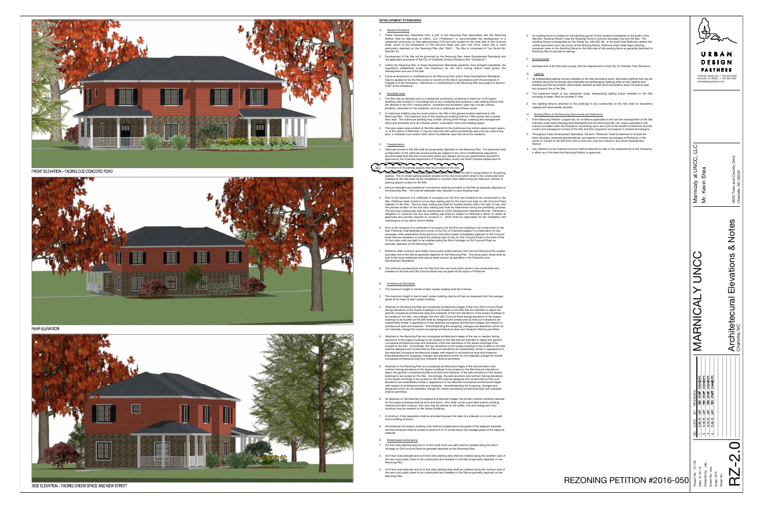FRONT ELEVATION - FACING OLD CONCORD ROAD

REAR ELEVATION

SIDE ELEVATION - FACING GREEN SPACE AND NEW STREET

## DEVELOPMENT STANDARDS

### A. General Provisions

1. These Development Standards form a part of the Rezoning Plan associated with the Rezoning Petition filed by Marnicaly at UNCC, LLC ("Petitioner") to accommodate the development of a residential community on that approximately 2.59 acre site located on the west side of Old Concord Road, south of the intersection of Old Concord Road and John Kirk Drive, which site is more particularly depicted on the Rezoning Plan (the "Site"). The Site is comprised of Tax Parcel No. 049-291-01.
2. Development of the Site will be governed by the Rezoning Plan, these Development Standards and the applicable provisions of the City of Charlotte Zoning Ordinance (the "Ordinance").
3. Unless the Rezoning Plan or these Development Standards establish more stringent standards, the regulations established under the Ordinance for the UR-2 zoning district shall govern the development and use of the Site.
4. Future amendments or modifications to the Rezoning Plan and/or these Development Standards may be applied for by the then owner or owners of the Site in accordance with the provisions of Chapter 6 of the Ordinance. Alterations or modifications to the Rezoning Plan are subject to Section 6.207 of the Ordinance.

### B. Permitted Uses

1. The Site may be devoted only to a residential community containing a maximum of 26 duplex dwelling units located in 13 buildings and to any incidental and accessory uses relating thereto that are allowed in the UR-2 zoning district. Incidental and accessory uses may include, without limitation, amenities for the residents, such as a clubhouse and fitness center.
2. A clubhouse building may be constructed on the Site in the general location depicted on the Rezoning Plan. The maximum size of this clubhouse building shall be 1,800 square feet of gross floor area. The clubhouse building may contain, among other things, a leasing and management office and amenities such as a fitness center, a recreation room and meeting space.
3. The open space area located on the Site adjacent to the clubhouse may remain passive open space, or, at the option of Petitioner, it may be improved with active recreational uses such as a swimming pool, a volleyball court and/or other active recreational uses that serve the residents.

### C. Transportation

1. Vehicular access to the Site shall be as generally depicted on the Rezoning Plan. The placement and configuration of the vehicular access points are subject to any minor modifications required to accommodate final site and construction plans and designs and to any adjustments required for approval by the Charlotte Department of Transportation and/or the North Carolina Department of Transportation.
2. A minimum of 55 parking spaces shall be provided on the Site. The maximum number of parking spaces permitted on the Site in the UR-2 zoning district is 78 parking spaces. The on-street parking spaces located on the new local public street to be constructed and installed on the Site shall not be considered or counted when determining the maximum number of parking spaces located on the Site.
4. Internal sidewalks and pedestrian connections shall be provided on the Site as generally depicted on the Rezoning Plan. The internal sidewalks may meander to save existing trees.
5. Prior to the issuance of a certificate of occupancy for the first new building to be constructed on the Site, Petitioner shall construct a bus stop waiting pad for the future bus stop on Old Concord Road adjacent to the Site. The bus stop waiting pad shall be located entirely within the right of way, and the precise location of the bus stop waiting pad shall be determined during the permitting process. The bus stop waiting pad shall be constructed to CATS Development Standard 60.01B. Petitioner's obligation to construct the bus stop waiting pad shall be subject to Petitioner's ability to obtain all approvals and permits required to construct it. CATS shall be responsible for the installation and maintenance of any bench and/or shelter.
6. Prior to the issuance of a certificate of occupancy for the first new building to be constructed on the Site, Petitioner shall dedicate and convey to the City of Charlotte (subject to a reservation for any necessary utility easements) those portions of the Site located immediately adjacent to Old Concord Road that are necessary to extend the existing right of way for Old Concord Road to the back of the 10 foot wide multi-use path to be installed along the Site's frontage on Old Concord Road as generally depicted on the Rezoning Plan.
7. Petitioner shall construct and install a local public street between Old Concord Road and the western boundary line of the Site as generally depicted on the Rezoning Plan. This local public street shall be built to the local residential wide typical street section as specified in the Charlotte Land Development Standards.
8. The vehicular access points into the Site from the new local public street to be constructed and installed on the Site and Old Concord Road may be gated at the option of Petitioner.

### D. Architectural Standards

1. The maximum height in stories of each duplex building shall be 2 stories.
2. The maximum height in feet of each duplex building shall be 40 feet as measured from the average grade at the base of each duplex building.
3. Attached to the Rezoning Plan are conceptual architectural images of the front (Old Concord Road facing) elevations of the duplex buildings to be located on the Site that are intended to depict the general conceptual architectural style and character of the front elevations of the duplex buildings to be located on the Site. Accordingly, the front (Old Concord Road facing) elevations of the duplex buildings to be located on the Site shall be designed and constructed so that such elevations are substantially similar in appearance to the attached conceptual architectural images with respect to architectural style and character. Notwithstanding the foregoing, changes and alterations which do not materially change the overall conceptual architectural style and character shall be permitted.
4. Attached to the Rezoning Plan are conceptual architectural images of the rear or western facing elevations of the duplex buildings to be located on the Site that are intended to depict the general conceptual architectural style and character of the rear elevations of the duplex buildings to be located on the Site. Accordingly, the rear elevations of the duplex buildings to be located on the Site shall be designed and constructed so that such elevations are substantially similar in appearance to the attached conceptual architectural images with respect to architectural style and character. Notwithstanding the foregoing, changes and alterations which do not materially change the overall conceptual architectural style and character shall be permitted.
5. Attached to the Rezoning Plan are conceptual architectural images of the side (southern and northern facing) elevations of the duplex buildings to be located on the Site that are intended to depict the general conceptual architectural style and character of the side elevations of the duplex buildings to be located on the Site. Accordingly, the side (southern and northern facing) elevations of the duplex buildings to be located on the Site shall be designed and constructed so that such elevations are substantially similar in appearance to the attached conceptual architectural images with respect to architectural style and character. Notwithstanding the foregoing, changes and alterations which do not materially change the overall conceptual architectural style and character shall be permitted.
6. As depicted on the attached conceptual architectural images, the primary exterior building materials for the duplex buildings shall be brick and stone. Vinyl shall not be a permitted exterior building material provided, however, that vinyl may be utilized on the soffits, trim and railings and vinyl windows may be installed on the duplex buildings.
7. A minimum 4 foot separation shall be provided between the back of a sidewalk or a multi-use path and a building entrance.
8. All entrances into duplex dwelling units shall be located above the grade of the adjacent sidewalk, and the entrances shall be located a minimum of 12 inches above the average grade of the adjacent sidewalk.

### E. Streetscape/Landscaping

1. A 6 foot wide planting strip and a 10 foot wide multi-use path shall be installed along the Site's frontage on Old Concord Road as generally depicted on the Rezoning Plan.
2. An 8 foot wide sidewalk and an 8 foot wide planting strip shall be installed along the southern side of the new local public street to be constructed and installed on the Site as generally depicted on the Rezoning Plan.
3. An 8 foot wide sidewalk and an 8 foot wide planting strip shall be installed along the northern side of the new local public street to be constructed and installed on the Site as generally depicted on the Rezoning Plan.
4. An existing fence is located on that abutting parcel of land located immediately to the south of the Site (the "Abutting Parcel") near the Abutting Parcel's common boundary line with the Site. The Abutting Parcel is designated as Tax Parcel No. 049-29C-98. In the event that Petitioner obtains the written permission from the owner of the Abutting Parcel, Petitioner shall install large maturing evergreen trees on the Abutting Parcel on the Site side of this existing fence as generally depicted on the Rezoning Plan to provide screening.

### F. Environmental

1. Development of the Site shall comply with the requirements of the City of Charlotte Tree Ordinance.

### G. Lighting

1. All freestanding lighting fixtures installed on the Site (excluding lower, decorative lighting that may be installed along the driveways and sidewalks and landscaping lighting) shall be fully capped and shielded and the illumination downwardly directed so that direct illumination does not extend past any property line of the Site.
2. The maximum height of any pedestrian scale, freestanding lighting fixture installed on the Site, including its base, shall not exceed 21 feet.
3. Any lighting fixtures attached to the buildings to be constructed on the Site shall be decorative, capped and downwardly directed.

### H. Binding Effect of the Rezoning Documents and Definitions

1. If this Rezoning Petition is approved, all conditions applicable to the use and development of the Site imposed under these Development Standards and the Rezoning Plan will, unless amended in the manner provided under the Ordinance, be binding upon and inure to the benefit of Petitioner and the current and subsequent owners of the Site and their respective successors in interest and assigns.
2. Throughout these Development Standards, the term "Petitioner" shall be deemed to include the heirs, devisees, personal representatives, successors in interest and assigns of Petitioner or the owner or owners of the Site from time to time who may be involved in any future development thereof.
3. Any reference to the Ordinance herein shall be deemed to refer to the requirements of the Ordinance in effect as of the date this Rezoning Petition is approved.

REZONING PETITION #2016-050

URBAN DESIGN PARTNERS

1318-e6 central ave. P 704.334.3303
charlotte, nc 28205 F 704.334.3305
urbandesignpartners.com

Marnicaly at UNCC, LLC
Mr. Kevin Shea

4620 Town and Country Drive
Charlotte, NC 28226

MARNICALY UNCC

Architetecural Elevations & Notes
Charlotte, NC

| NO. | DATE: | BY: | REVISIONS: |
|---|---|---|---|
| 1 | 2.26.16 | UDP | PER STAFF COMMENTS |
| 2 | 4.18.16 | UDP | PER STAFF COMMENTS |
| 3 | 5.16.16 | UDP | PER STAFF COMMENTS |
| 4 | 5.26.16 | UDP | PER STAFF COMMENTS |

Project No: 15-130
Date: 01.25.16
Designed by: UDP
Drawn By: UDP
Scale: NTS
Sheet No:

RZ-2.0